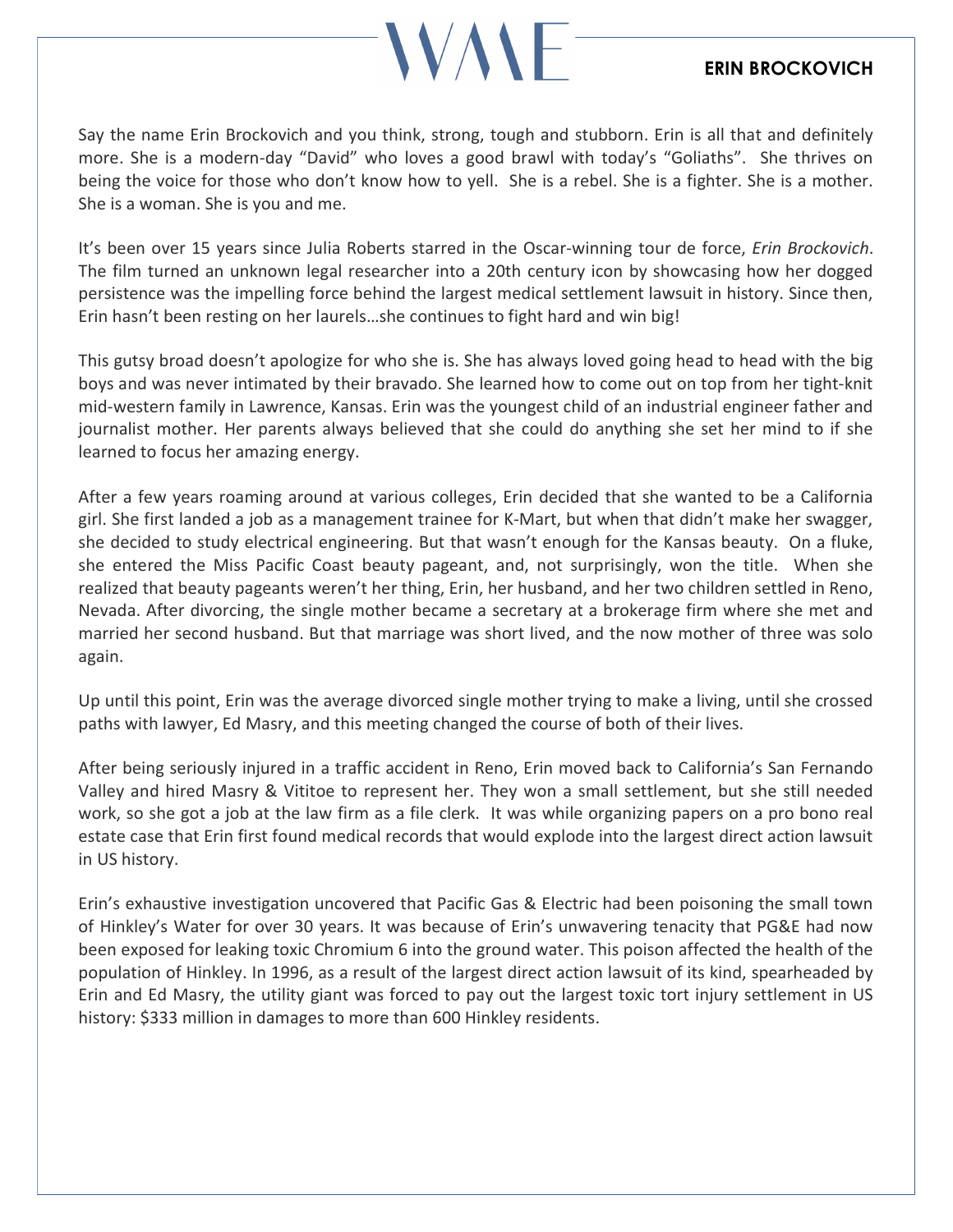# ERIN BROCKOVICH

Say the name Erin Brockovich and you think, strong, tough and stubborn. Erin is all that and definitely more. She is a modern-day "David" who loves a good brawl with today's "Goliaths". She thrives on being the voice for those who don't know how to yell. She is a rebel. She is a fighter. She is a mother. She is a woman. She is you and me.

It's been over 15 years since Julia Roberts starred in the Oscar-winning tour de force, *Erin Brockovich*. The film turned an unknown legal researcher into a 20th century icon by showcasing how her dogged persistence was the impelling force behind the largest medical settlement lawsuit in history. Since then, Erin hasn't been resting on her laurels…she continues to fight hard and win big!

This gutsy broad doesn't apologize for who she is. She has always loved going head to head with the big boys and was never intimated by their bravado. She learned how to come out on top from her tight-knit mid-western family in Lawrence, Kansas. Erin was the youngest child of an industrial engineer father and journalist mother. Her parents always believed that she could do anything she set her mind to if she learned to focus her amazing energy.

After a few years roaming around at various colleges, Erin decided that she wanted to be a California girl. She first landed a job as a management trainee for K-Mart, but when that didn't make her swagger, she decided to study electrical engineering. But that wasn't enough for the Kansas beauty. On a fluke, she entered the Miss Pacific Coast beauty pageant, and, not surprisingly, won the title. When she realized that beauty pageants weren't her thing, Erin, her husband, and her two children settled in Reno, Nevada. After divorcing, the single mother became a secretary at a brokerage firm where she met and married her second husband. But that marriage was short lived, and the now mother of three was solo again.

Up until this point, Erin was the average divorced single mother trying to make a living, until she crossed paths with lawyer, Ed Masry, and this meeting changed the course of both of their lives.

After being seriously injured in a traffic accident in Reno, Erin moved back to California's San Fernando Valley and hired Masry & Vititoe to represent her. They won a small settlement, but she still needed work, so she got a job at the law firm as a file clerk. It was while organizing papers on a pro bono real estate case that Erin first found medical records that would explode into the largest direct action lawsuit in US history.

Erin's exhaustive investigation uncovered that Pacific Gas & Electric had been poisoning the small town of Hinkley's Water for over 30 years. It was because of Erin's unwavering tenacity that PG&E had now been exposed for leaking toxic Chromium 6 into the ground water. This poison affected the health of the population of Hinkley. In 1996, as a result of the largest direct action lawsuit of its kind, spearheaded by Erin and Ed Masry, the utility giant was forced to pay out the largest toxic tort injury settlement in US history: $333 million in damages to more than 600 Hinkley residents.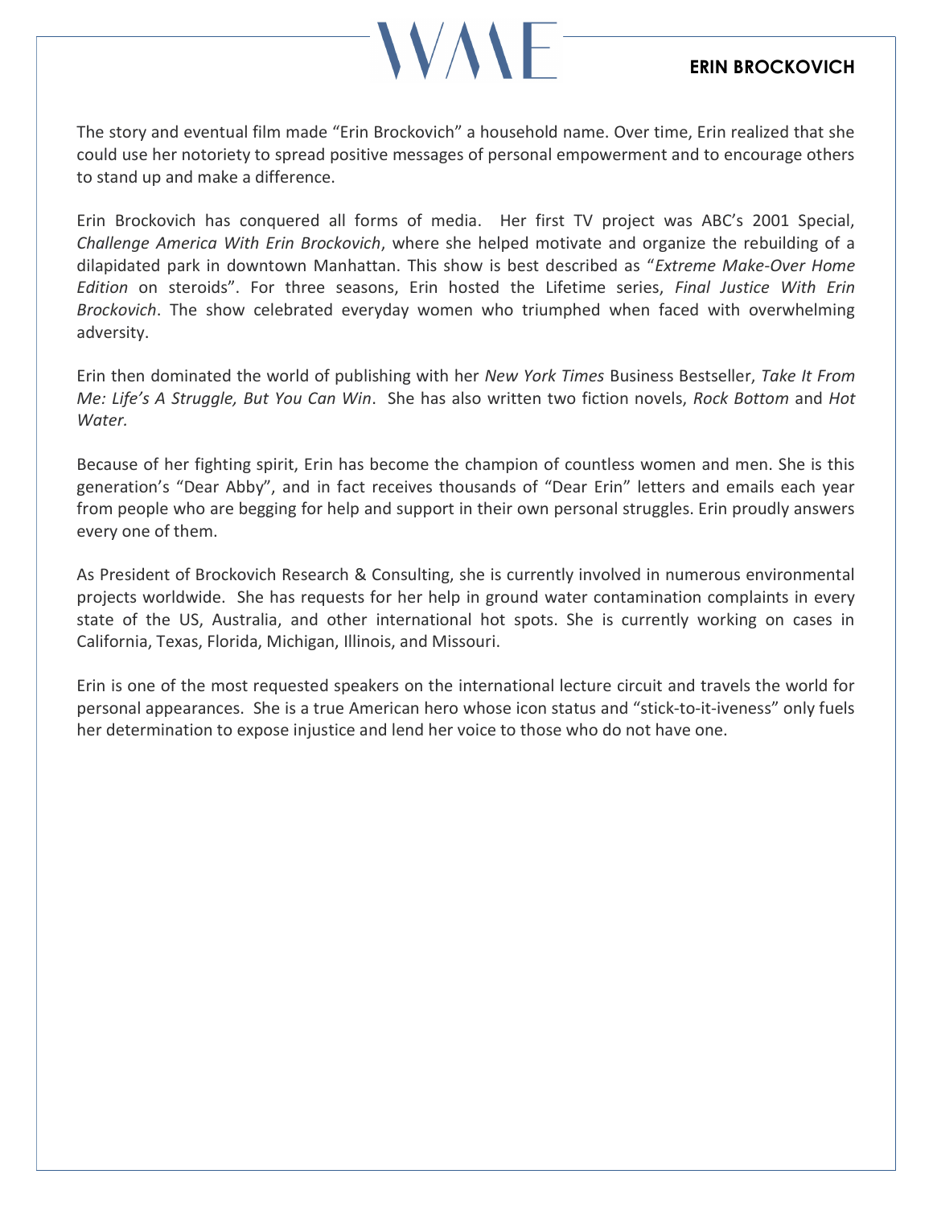The story and eventual film made "Erin Brockovich" a household name. Over time, Erin realized that she could use her notoriety to spread positive messages of personal empowerment and to encourage others to stand up and make a difference.

Erin Brockovich has conquered all forms of media. Her first TV project was ABC's 2001 Special, *Challenge America With Erin Brockovich*, where she helped motivate and organize the rebuilding of a dilapidated park in downtown Manhattan. This show is best described as "*Extreme Make-Over Home Edition* on steroids". For three seasons, Erin hosted the Lifetime series, *Final Justice With Erin Brockovich*. The show celebrated everyday women who triumphed when faced with overwhelming adversity.

Erin then dominated the world of publishing with her *New York Times* Business Bestseller, *Take It From Me: Life's A Struggle, But You Can Win*. She has also written two fiction novels, *Rock Bottom* and *Hot Water.*

Because of her fighting spirit, Erin has become the champion of countless women and men. She is this generation's "Dear Abby", and in fact receives thousands of "Dear Erin" letters and emails each year from people who are begging for help and support in their own personal struggles. Erin proudly answers every one of them.

As President of Brockovich Research & Consulting, she is currently involved in numerous environmental projects worldwide. She has requests for her help in ground water contamination complaints in every state of the US, Australia, and other international hot spots. She is currently working on cases in California, Texas, Florida, Michigan, Illinois, and Missouri.

Erin is one of the most requested speakers on the international lecture circuit and travels the world for personal appearances. She is a true American hero whose icon status and "stick-to-it-iveness" only fuels her determination to expose injustice and lend her voice to those who do not have one.